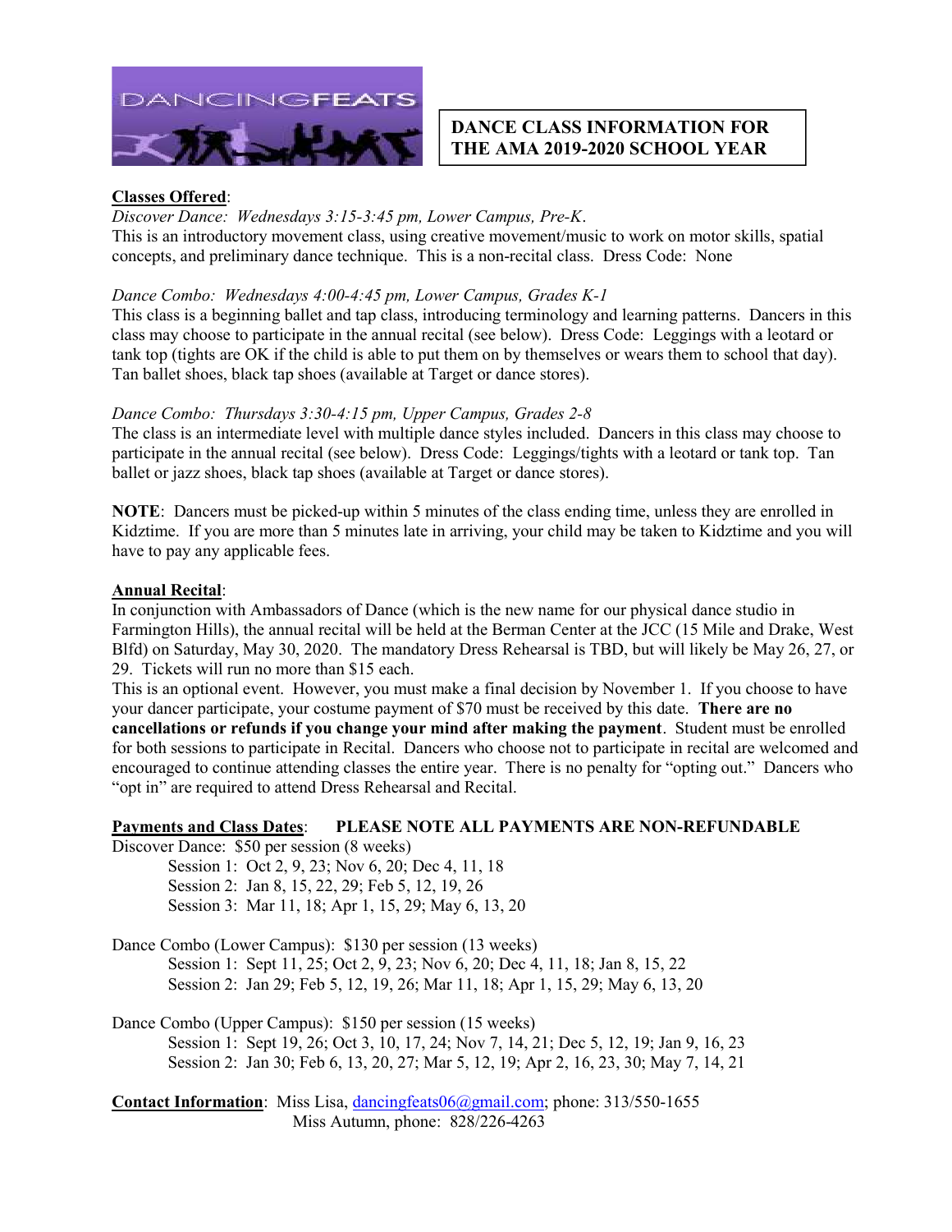DANCINGFEATS

# DANCE CLASS INFORMATION FOR THE AMA 2019-2020 SCHOOL YEAR

**Classes Offered**:

*Discover Dance: Wednesdays 3:15-3:45 pm, Lower Campus, Pre-K.*
This is an introductory movement class, using creative movement/music to work on motor skills, spatial concepts, and preliminary dance technique. This is a non-recital class. Dress Code: None

*Dance Combo: Wednesdays 4:00-4:45 pm, Lower Campus, Grades K-1*
This class is a beginning ballet and tap class, introducing terminology and learning patterns. Dancers in this class may choose to participate in the annual recital (see below). Dress Code: Leggings with a leotard or tank top (tights are OK if the child is able to put them on by themselves or wears them to school that day). Tan ballet shoes, black tap shoes (available at Target or dance stores).

*Dance Combo: Thursdays 3:30-4:15 pm, Upper Campus, Grades 2-8*
The class is an intermediate level with multiple dance styles included. Dancers in this class may choose to participate in the annual recital (see below). Dress Code: Leggings/tights with a leotard or tank top. Tan ballet or jazz shoes, black tap shoes (available at Target or dance stores).

**NOTE**: Dancers must be picked-up within 5 minutes of the class ending time, unless they are enrolled in Kidztime. If you are more than 5 minutes late in arriving, your child may be taken to Kidztime and you will have to pay any applicable fees.

**Annual Recital**:
In conjunction with Ambassadors of Dance (which is the new name for our physical dance studio in Farmington Hills), the annual recital will be held at the Berman Center at the JCC (15 Mile and Drake, West Blfd) on Saturday, May 30, 2020. The mandatory Dress Rehearsal is TBD, but will likely be May 26, 27, or 29. Tickets will run no more than $15 each.
This is an optional event. However, you must make a final decision by November 1. If you choose to have your dancer participate, your costume payment of $70 must be received by this date. **There are no cancellations or refunds if you change your mind after making the payment**. Student must be enrolled for both sessions to participate in Recital. Dancers who choose not to participate in recital are welcomed and encouraged to continue attending classes the entire year. There is no penalty for "opting out." Dancers who "opt in" are required to attend Dress Rehearsal and Recital.

**Payments and Class Dates**: **PLEASE NOTE ALL PAYMENTS ARE NON-REFUNDABLE**

Discover Dance: $50 per session (8 weeks)
- Session 1: Oct 2, 9, 23; Nov 6, 20; Dec 4, 11, 18
- Session 2: Jan 8, 15, 22, 29; Feb 5, 12, 19, 26
- Session 3: Mar 11, 18; Apr 1, 15, 29; May 6, 13, 20

Dance Combo (Lower Campus): $130 per session (13 weeks)
- Session 1: Sept 11, 25; Oct 2, 9, 23; Nov 6, 20; Dec 4, 11, 18; Jan 8, 15, 22
- Session 2: Jan 29; Feb 5, 12, 19, 26; Mar 11, 18; Apr 1, 15, 29; May 6, 13, 20

Dance Combo (Upper Campus): $150 per session (15 weeks)
- Session 1: Sept 19, 26; Oct 3, 10, 17, 24; Nov 7, 14, 21; Dec 5, 12, 19; Jan 9, 16, 23
- Session 2: Jan 30; Feb 6, 13, 20, 27; Mar 5, 12, 19; Apr 2, 16, 23, 30; May 7, 14, 21

**Contact Information**: Miss Lisa, dancingfeats06@gmail.com; phone: 313/550-1655
Miss Autumn, phone: 828/226-4263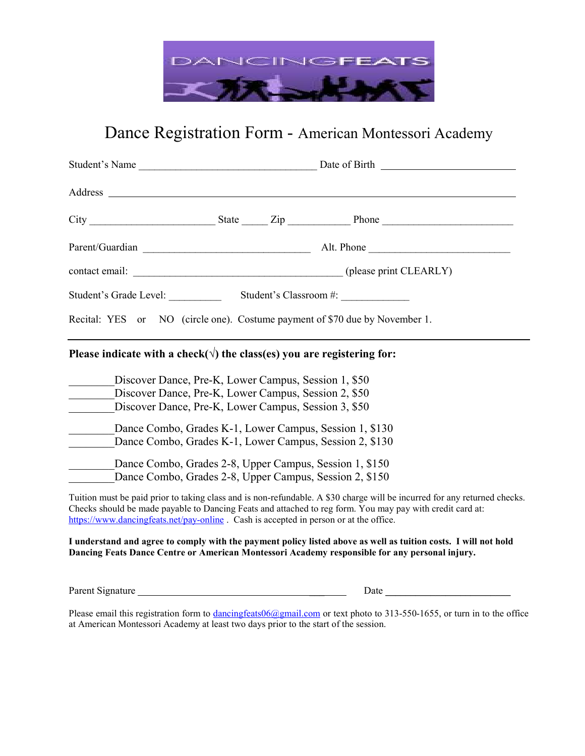# Dance Registration Form - American Montessori Academy

Student's Name ________________________________ Date of Birth ________________________

Address ______________________________________________________________________

City ______________________ State _____ Zip ___________ Phone ________________________

Parent/Guardian ______________________________ Alt. Phone _________________________

contact email: ______________________________________ (please print CLEARLY)

Student's Grade Level: __________ Student's Classroom #: ____________

Recital: YES or NO (circle one). Costume payment of $70 due by November 1.

---

**Please indicate with a check(√) the class(es) you are registering for:**

________Discover Dance, Pre-K, Lower Campus, Session 1, $50
________Discover Dance, Pre-K, Lower Campus, Session 2, $50
________Discover Dance, Pre-K, Lower Campus, Session 3, $50

________Dance Combo, Grades K-1, Lower Campus, Session 1, $130
________Dance Combo, Grades K-1, Lower Campus, Session 2, $130

________Dance Combo, Grades 2-8, Upper Campus, Session 1, $150
________Dance Combo, Grades 2-8, Upper Campus, Session 2, $150

Tuition must be paid prior to taking class and is non-refundable. A $30 charge will be incurred for any returned checks. Checks should be made payable to Dancing Feats and attached to reg form. You may pay with credit card at: https://www.dancingfeats.net/pay-online . Cash is accepted in person or at the office.

**I understand and agree to comply with the payment policy listed above as well as tuition costs. I will not hold Dancing Feats Dance Centre or American Montessori Academy responsible for any personal injury.**

Parent Signature ______________________________________ Date ________________________

Please email this registration form to dancingfeats06@gmail.com or text photo to 313-550-1655, or turn in to the office at American Montessori Academy at least two days prior to the start of the session.